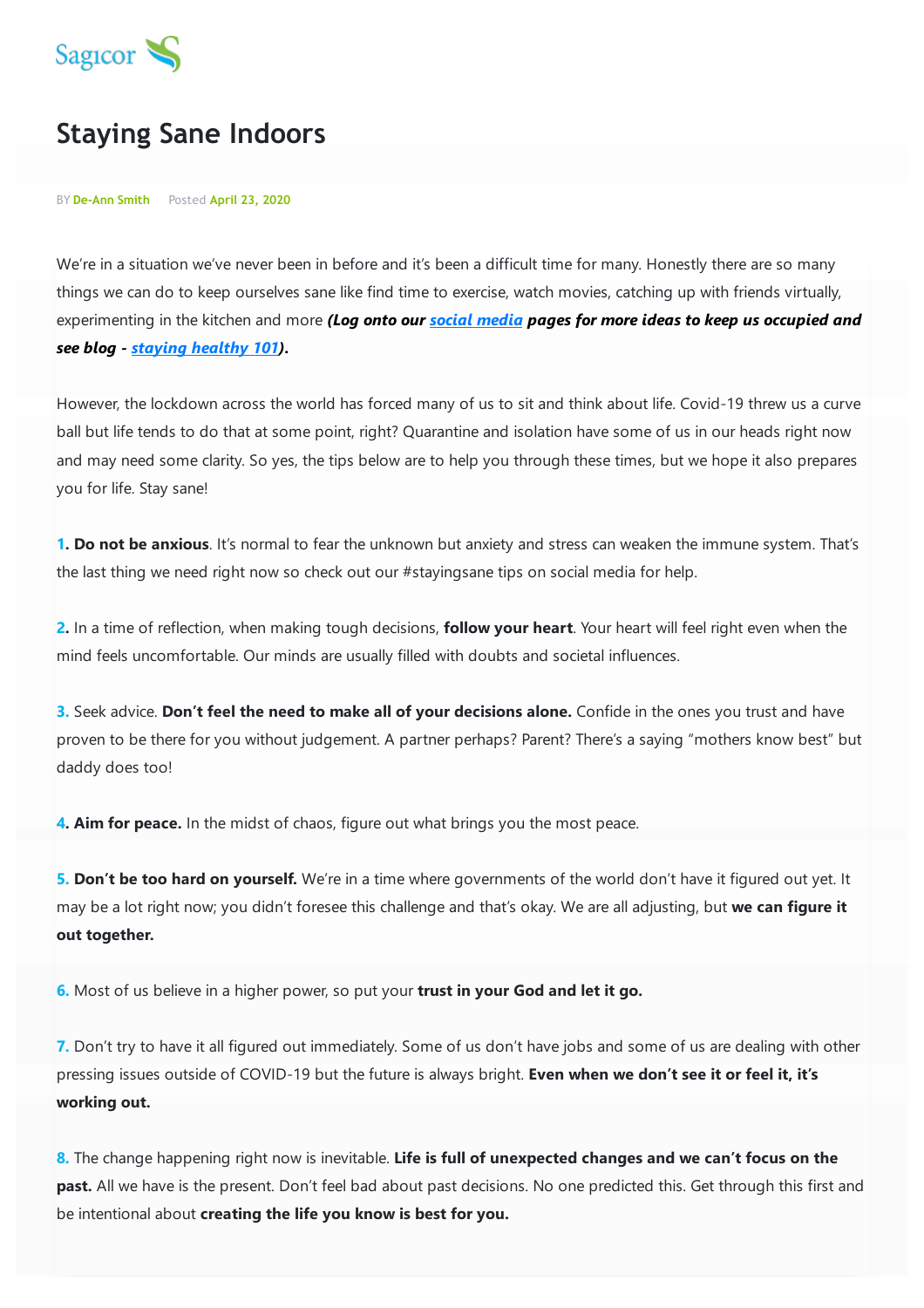Sagicor

# Staying Sane Indoors

BY De-Ann Smith    Posted April 23, 2020

We're in a situation we've never been in before and it's been a difficult time for many. Honestly there are so many things we can do to keep ourselves sane like find time to exercise, watch movies, catching up with friends virtually, experimenting in the kitchen and more ***(Log onto our social media pages for more ideas to keep us occupied and see blog - staying healthy 101).***

However, the lockdown across the world has forced many of us to sit and think about life. Covid-19 threw us a curve ball but life tends to do that at some point, right? Quarantine and isolation have some of us in our heads right now and may need some clarity. So yes, the tips below are to help you through these times, but we hope it also prepares you for life. Stay sane!

1. **Do not be anxious**. It's normal to fear the unknown but anxiety and stress can weaken the immune system. That's the last thing we need right now so check out our #stayingsane tips on social media for help.

2. In a time of reflection, when making tough decisions, **follow your heart**. Your heart will feel right even when the mind feels uncomfortable. Our minds are usually filled with doubts and societal influences.

3. Seek advice. **Don't feel the need to make all of your decisions alone.** Confide in the ones you trust and have proven to be there for you without judgement. A partner perhaps? Parent? There's a saying "mothers know best" but daddy does too!

4. **Aim for peace.** In the midst of chaos, figure out what brings you the most peace.

5. **Don't be too hard on yourself.** We're in a time where governments of the world don't have it figured out yet. It may be a lot right now; you didn't foresee this challenge and that's okay. We are all adjusting, but **we can figure it out together.**

6. Most of us believe in a higher power, so put your **trust in your God and let it go.**

7. Don't try to have it all figured out immediately. Some of us don't have jobs and some of us are dealing with other pressing issues outside of COVID-19 but the future is always bright. **Even when we don't see it or feel it, it's working out.**

8. The change happening right now is inevitable. **Life is full of unexpected changes and we can't focus on the past.** All we have is the present. Don't feel bad about past decisions. No one predicted this. Get through this first and be intentional about **creating the life you know is best for you.**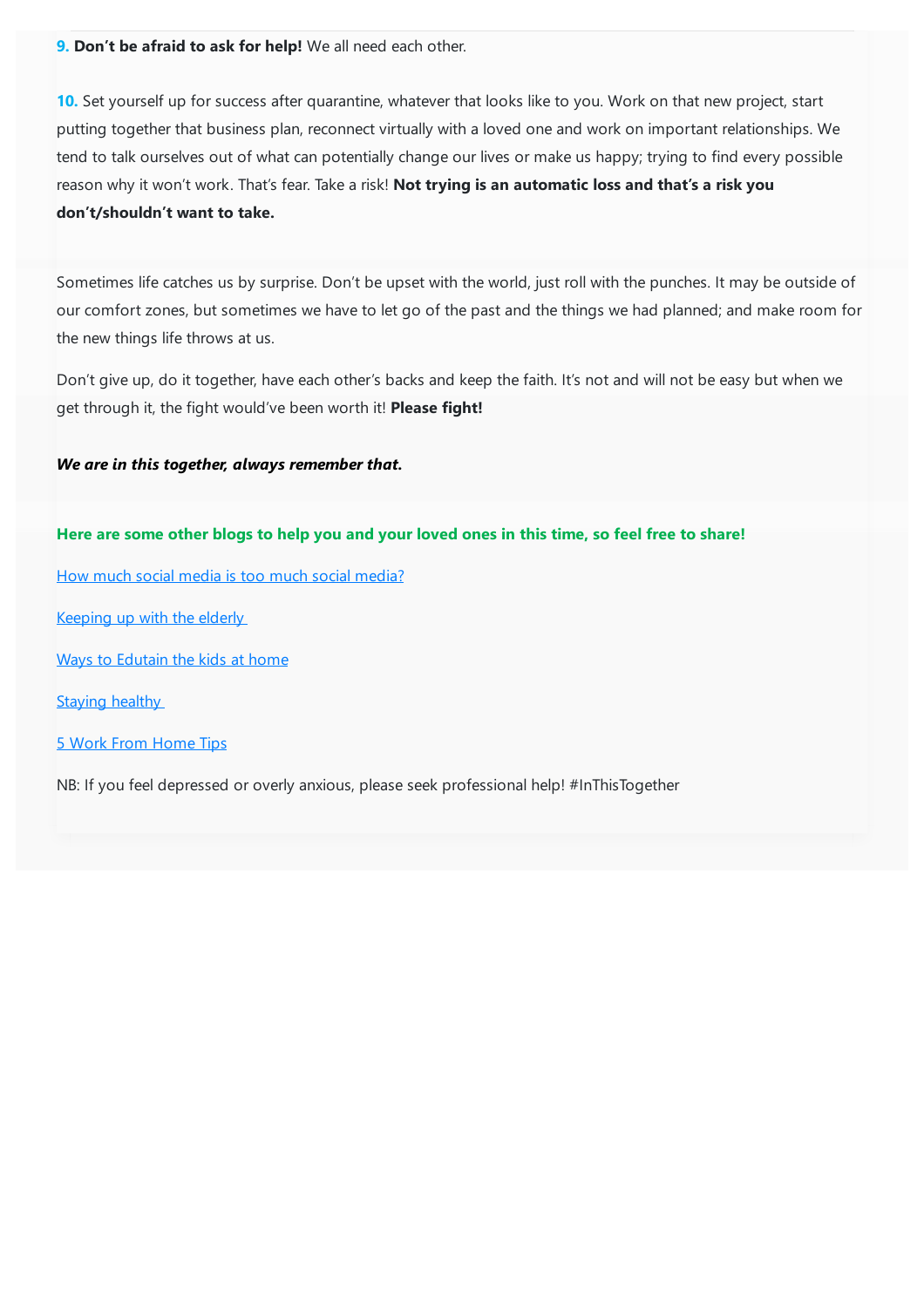**9. Don't be afraid to ask for help!** We all need each other.

**10.** Set yourself up for success after quarantine, whatever that looks like to you. Work on that new project, start putting together that business plan, reconnect virtually with a loved one and work on important relationships. We tend to talk ourselves out of what can potentially change our lives or make us happy; trying to find every possible reason why it won't work. That's fear. Take a risk! **Not trying is an automatic loss and that's a risk you don't/shouldn't want to take.**

Sometimes life catches us by surprise. Don't be upset with the world, just roll with the punches. It may be outside of our comfort zones, but sometimes we have to let go of the past and the things we had planned; and make room for the new things life throws at us.

Don't give up, do it together, have each other's backs and keep the faith. It's not and will not be easy but when we get through it, the fight would've been worth it! **Please fight!**

***We are in this together, always remember that.***

**Here are some other blogs to help you and your loved ones in this time, so feel free to share!**

How much social media is too much social media?

Keeping up with the elderly

Ways to Edutain the kids at home

Staying healthy

5 Work From Home Tips

NB: If you feel depressed or overly anxious, please seek professional help! #InThisTogether